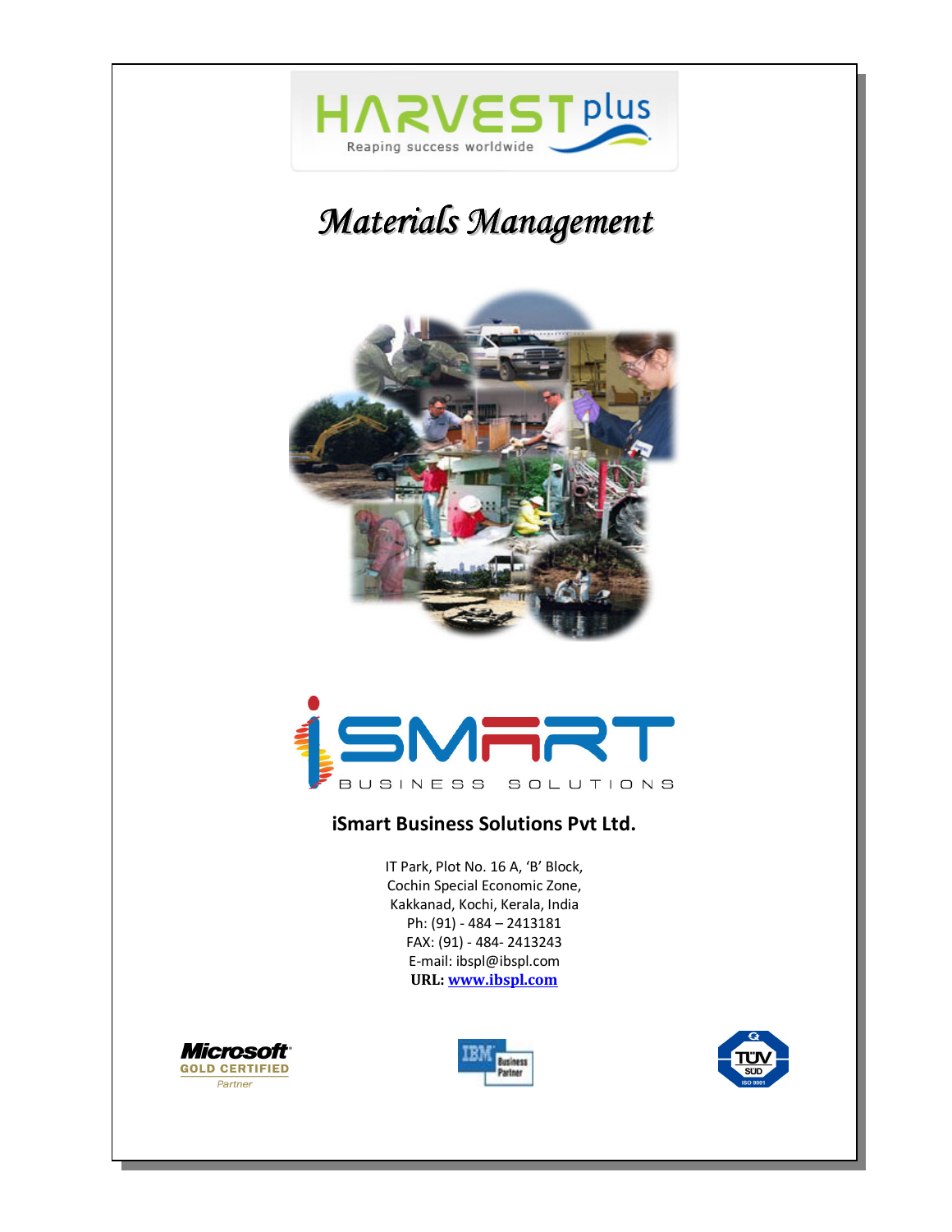# HARVEST plus

Reaping success worldwide

# *Materials Management*

iSMART BUSINESS SOLUTIONS

**iSmart Business Solutions Pvt Ltd.**

IT Park, Plot No. 16 A, 'B' Block,
Cochin Special Economic Zone,
Kakkanad, Kochi, Kerala, India
Ph: (91) - 484 – 2413181
FAX: (91) - 484- 2413243
E-mail: ibspl@ibspl.com
**URL: www.ibspl.com**

Microsoft GOLD CERTIFIED Partner

IBM Business Partner

TÜV SÜD ISO 9001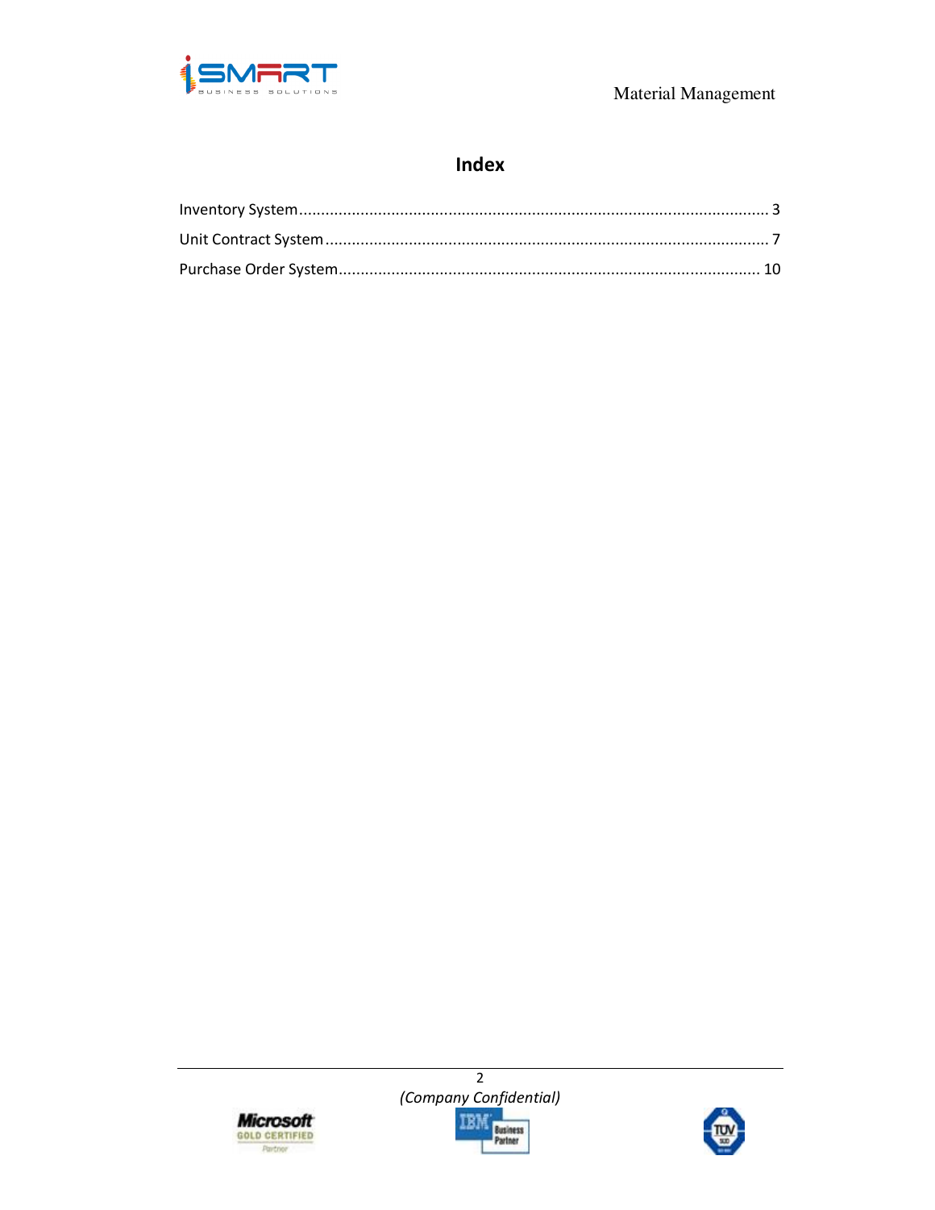# Index

Inventory System........................................................................................................... 3

Unit Contract System..................................................................................................... 7

Purchase Order System................................................................................................ 10

*(Company Confidential)*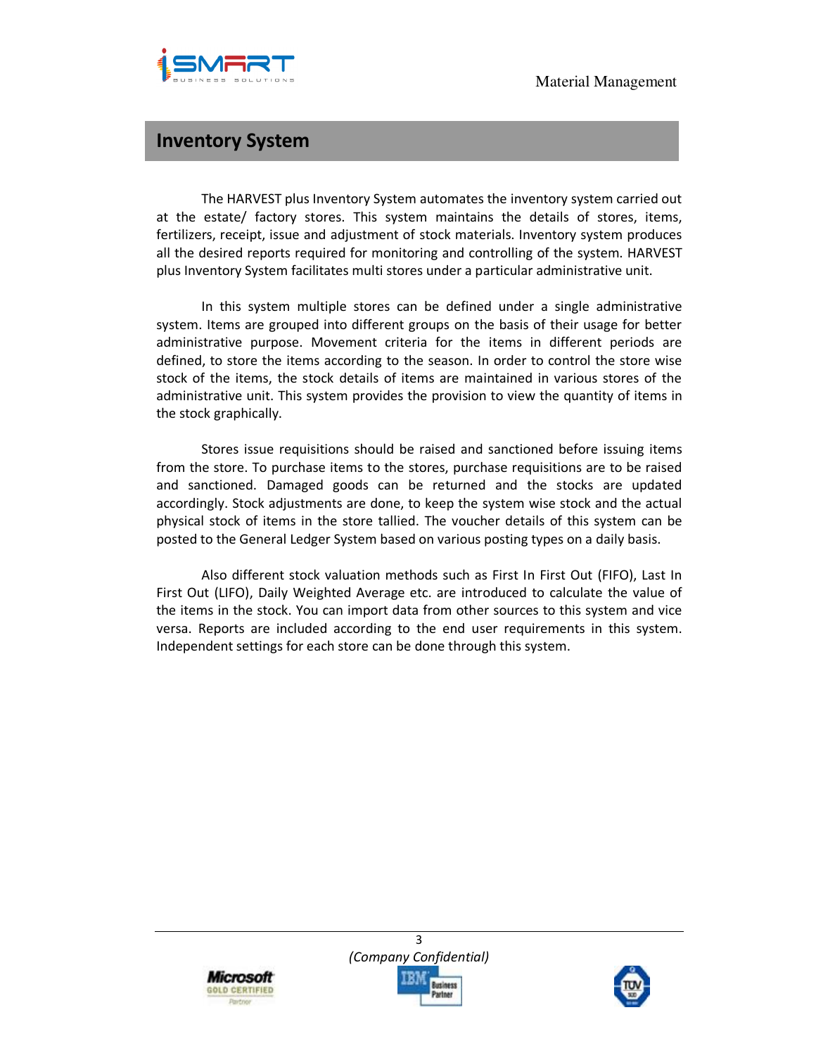# Inventory System

The HARVEST plus Inventory System automates the inventory system carried out at the estate/ factory stores. This system maintains the details of stores, items, fertilizers, receipt, issue and adjustment of stock materials. Inventory system produces all the desired reports required for monitoring and controlling of the system. HARVEST plus Inventory System facilitates multi stores under a particular administrative unit.

In this system multiple stores can be defined under a single administrative system. Items are grouped into different groups on the basis of their usage for better administrative purpose. Movement criteria for the items in different periods are defined, to store the items according to the season. In order to control the store wise stock of the items, the stock details of items are maintained in various stores of the administrative unit. This system provides the provision to view the quantity of items in the stock graphically.

Stores issue requisitions should be raised and sanctioned before issuing items from the store. To purchase items to the stores, purchase requisitions are to be raised and sanctioned. Damaged goods can be returned and the stocks are updated accordingly. Stock adjustments are done, to keep the system wise stock and the actual physical stock of items in the store tallied. The voucher details of this system can be posted to the General Ledger System based on various posting types on a daily basis.

Also different stock valuation methods such as First In First Out (FIFO), Last In First Out (LIFO), Daily Weighted Average etc. are introduced to calculate the value of the items in the stock. You can import data from other sources to this system and vice versa. Reports are included according to the end user requirements in this system. Independent settings for each store can be done through this system.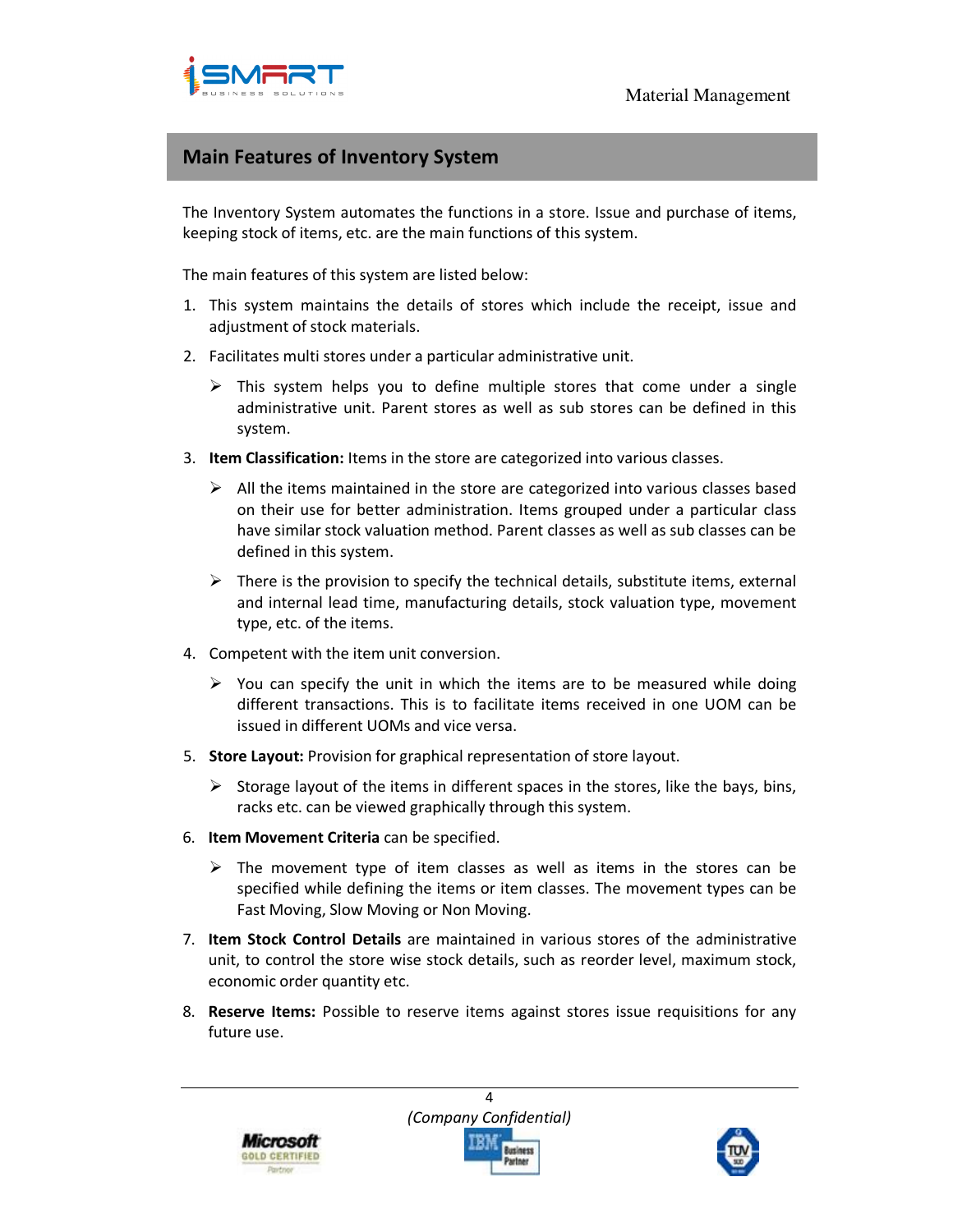## Main Features of Inventory System

The Inventory System automates the functions in a store. Issue and purchase of items, keeping stock of items, etc. are the main functions of this system.

The main features of this system are listed below:

1. This system maintains the details of stores which include the receipt, issue and adjustment of stock materials.
2. Facilitates multi stores under a particular administrative unit.
   - This system helps you to define multiple stores that come under a single administrative unit. Parent stores as well as sub stores can be defined in this system.
3. **Item Classification:** Items in the store are categorized into various classes.
   - All the items maintained in the store are categorized into various classes based on their use for better administration. Items grouped under a particular class have similar stock valuation method. Parent classes as well as sub classes can be defined in this system.
   - There is the provision to specify the technical details, substitute items, external and internal lead time, manufacturing details, stock valuation type, movement type, etc. of the items.
4. Competent with the item unit conversion.
   - You can specify the unit in which the items are to be measured while doing different transactions. This is to facilitate items received in one UOM can be issued in different UOMs and vice versa.
5. **Store Layout:** Provision for graphical representation of store layout.
   - Storage layout of the items in different spaces in the stores, like the bays, bins, racks etc. can be viewed graphically through this system.
6. **Item Movement Criteria** can be specified.
   - The movement type of item classes as well as items in the stores can be specified while defining the items or item classes. The movement types can be Fast Moving, Slow Moving or Non Moving.
7. **Item Stock Control Details** are maintained in various stores of the administrative unit, to control the store wise stock details, such as reorder level, maximum stock, economic order quantity etc.
8. **Reserve Items:** Possible to reserve items against stores issue requisitions for any future use.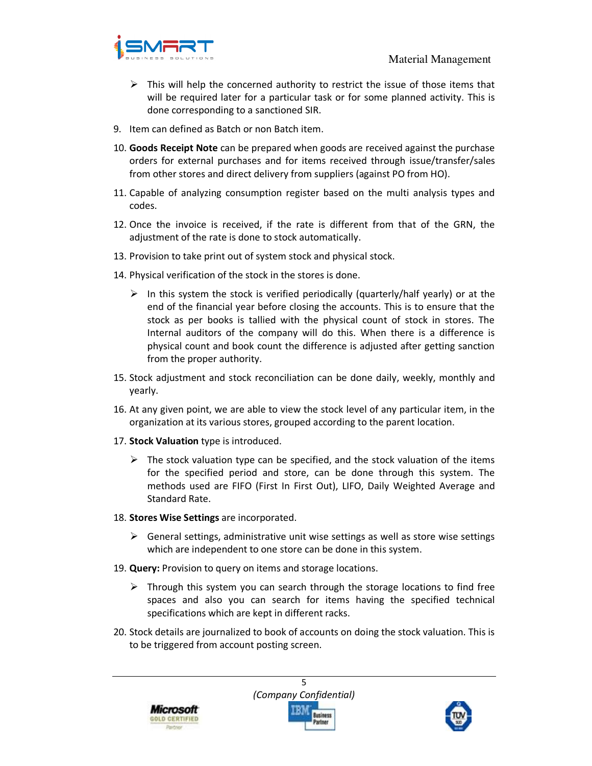- This will help the concerned authority to restrict the issue of those items that will be required later for a particular task or for some planned activity. This is done corresponding to a sanctioned SIR.

9. Item can defined as Batch or non Batch item.

10. **Goods Receipt Note** can be prepared when goods are received against the purchase orders for external purchases and for items received through issue/transfer/sales from other stores and direct delivery from suppliers (against PO from HO).

11. Capable of analyzing consumption register based on the multi analysis types and codes.

12. Once the invoice is received, if the rate is different from that of the GRN, the adjustment of the rate is done to stock automatically.

13. Provision to take print out of system stock and physical stock.

14. Physical verification of the stock in the stores is done.

    - In this system the stock is verified periodically (quarterly/half yearly) or at the end of the financial year before closing the accounts. This is to ensure that the stock as per books is tallied with the physical count of stock in stores. The Internal auditors of the company will do this. When there is a difference is physical count and book count the difference is adjusted after getting sanction from the proper authority.

15. Stock adjustment and stock reconciliation can be done daily, weekly, monthly and yearly.

16. At any given point, we are able to view the stock level of any particular item, in the organization at its various stores, grouped according to the parent location.

17. **Stock Valuation** type is introduced.

    - The stock valuation type can be specified, and the stock valuation of the items for the specified period and store, can be done through this system. The methods used are FIFO (First In First Out), LIFO, Daily Weighted Average and Standard Rate.

18. **Stores Wise Settings** are incorporated.

    - General settings, administrative unit wise settings as well as store wise settings which are independent to one store can be done in this system.

19. **Query:** Provision to query on items and storage locations.

    - Through this system you can search through the storage locations to find free spaces and also you can search for items having the specified technical specifications which are kept in different racks.

20. Stock details are journalized to book of accounts on doing the stock valuation. This is to be triggered from account posting screen.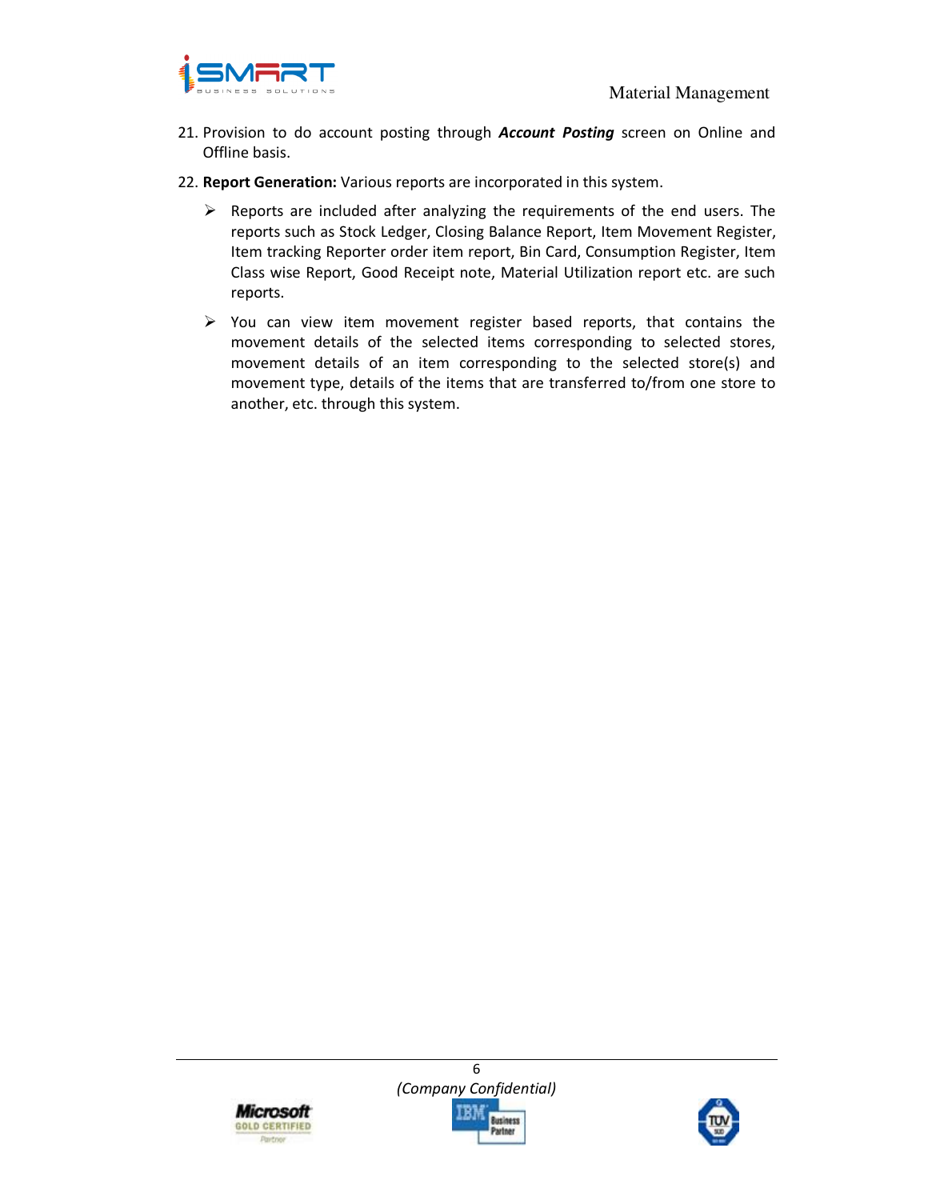21. Provision to do account posting through ***Account Posting*** screen on Online and Offline basis.

22. **Report Generation:** Various reports are incorporated in this system.

    - Reports are included after analyzing the requirements of the end users. The reports such as Stock Ledger, Closing Balance Report, Item Movement Register, Item tracking Reporter order item report, Bin Card, Consumption Register, Item Class wise Report, Good Receipt note, Material Utilization report etc. are such reports.

    - You can view item movement register based reports, that contains the movement details of the selected items corresponding to selected stores, movement details of an item corresponding to the selected store(s) and movement type, details of the items that are transferred to/from one store to another, etc. through this system.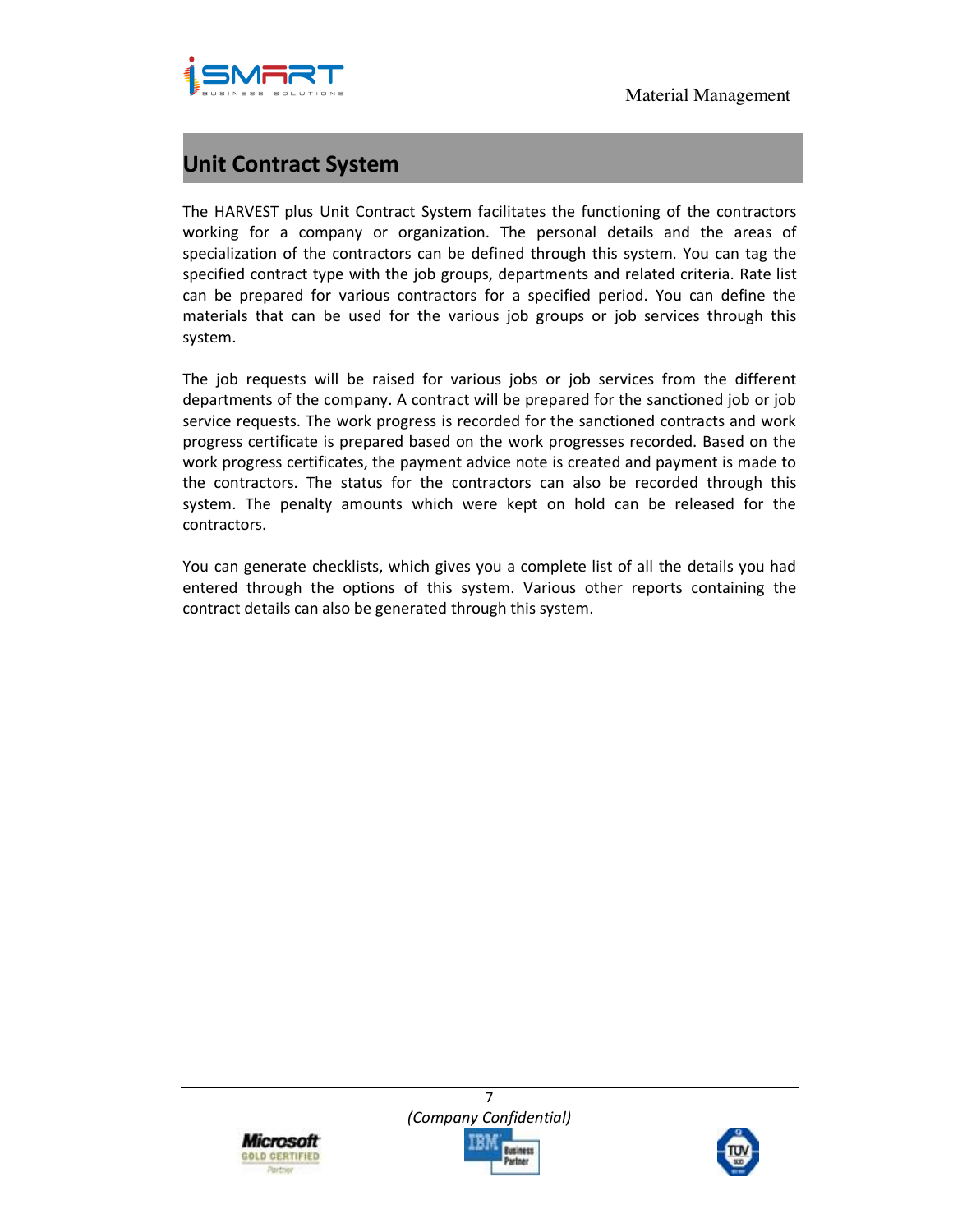## Unit Contract System

The HARVEST plus Unit Contract System facilitates the functioning of the contractors working for a company or organization. The personal details and the areas of specialization of the contractors can be defined through this system. You can tag the specified contract type with the job groups, departments and related criteria. Rate list can be prepared for various contractors for a specified period. You can define the materials that can be used for the various job groups or job services through this system.

The job requests will be raised for various jobs or job services from the different departments of the company. A contract will be prepared for the sanctioned job or job service requests. The work progress is recorded for the sanctioned contracts and work progress certificate is prepared based on the work progresses recorded. Based on the work progress certificates, the payment advice note is created and payment is made to the contractors. The status for the contractors can also be recorded through this system. The penalty amounts which were kept on hold can be released for the contractors.

You can generate checklists, which gives you a complete list of all the details you had entered through the options of this system. Various other reports containing the contract details can also be generated through this system.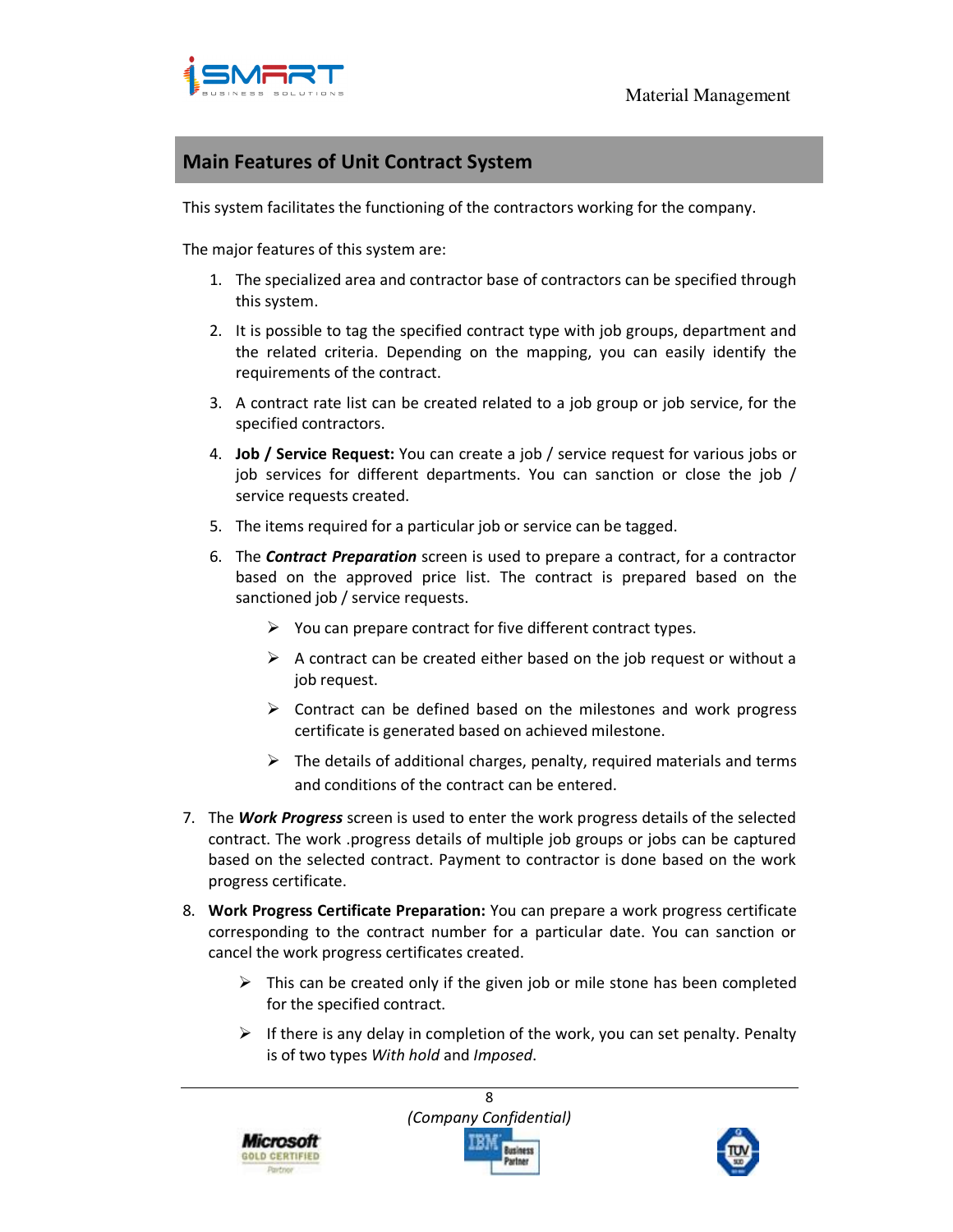## Main Features of Unit Contract System

This system facilitates the functioning of the contractors working for the company.

The major features of this system are:

1. The specialized area and contractor base of contractors can be specified through this system.
2. It is possible to tag the specified contract type with job groups, department and the related criteria. Depending on the mapping, you can easily identify the requirements of the contract.
3. A contract rate list can be created related to a job group or job service, for the specified contractors.
4. **Job / Service Request:** You can create a job / service request for various jobs or job services for different departments. You can sanction or close the job / service requests created.
5. The items required for a particular job or service can be tagged.
6. The ***Contract Preparation*** screen is used to prepare a contract, for a contractor based on the approved price list. The contract is prepared based on the sanctioned job / service requests.
    - You can prepare contract for five different contract types.
    - A contract can be created either based on the job request or without a job request.
    - Contract can be defined based on the milestones and work progress certificate is generated based on achieved milestone.
    - The details of additional charges, penalty, required materials and terms and conditions of the contract can be entered.
7. The ***Work Progress*** screen is used to enter the work progress details of the selected contract. The work .progress details of multiple job groups or jobs can be captured based on the selected contract. Payment to contractor is done based on the work progress certificate.
8. **Work Progress Certificate Preparation:** You can prepare a work progress certificate corresponding to the contract number for a particular date. You can sanction or cancel the work progress certificates created.
    - This can be created only if the given job or mile stone has been completed for the specified contract.
    - If there is any delay in completion of the work, you can set penalty. Penalty is of two types *With hold* and *Imposed*.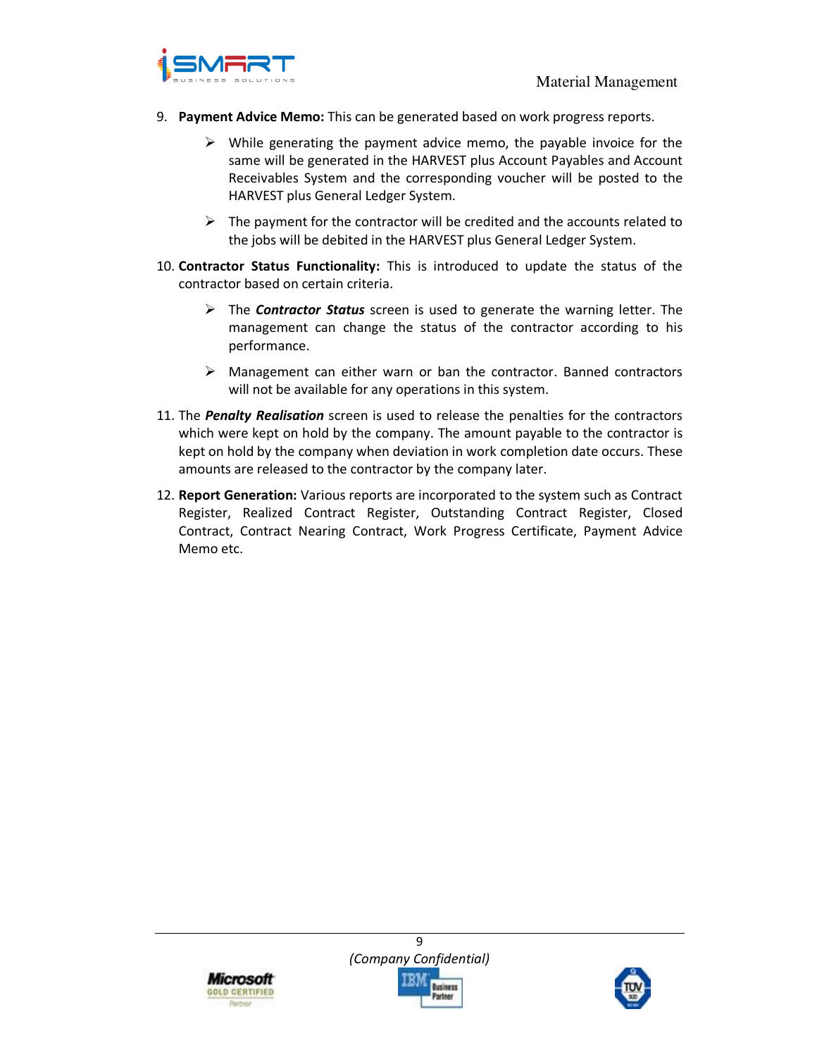9. **Payment Advice Memo:** This can be generated based on work progress reports.

   - While generating the payment advice memo, the payable invoice for the same will be generated in the HARVEST plus Account Payables and Account Receivables System and the corresponding voucher will be posted to the HARVEST plus General Ledger System.

   - The payment for the contractor will be credited and the accounts related to the jobs will be debited in the HARVEST plus General Ledger System.

10. **Contractor Status Functionality:** This is introduced to update the status of the contractor based on certain criteria.

    - The ***Contractor Status*** screen is used to generate the warning letter. The management can change the status of the contractor according to his performance.

    - Management can either warn or ban the contractor. Banned contractors will not be available for any operations in this system.

11. The ***Penalty Realisation*** screen is used to release the penalties for the contractors which were kept on hold by the company. The amount payable to the contractor is kept on hold by the company when deviation in work completion date occurs. These amounts are released to the contractor by the company later.

12. **Report Generation:** Various reports are incorporated to the system such as Contract Register, Realized Contract Register, Outstanding Contract Register, Closed Contract, Contract Nearing Contract, Work Progress Certificate, Payment Advice Memo etc.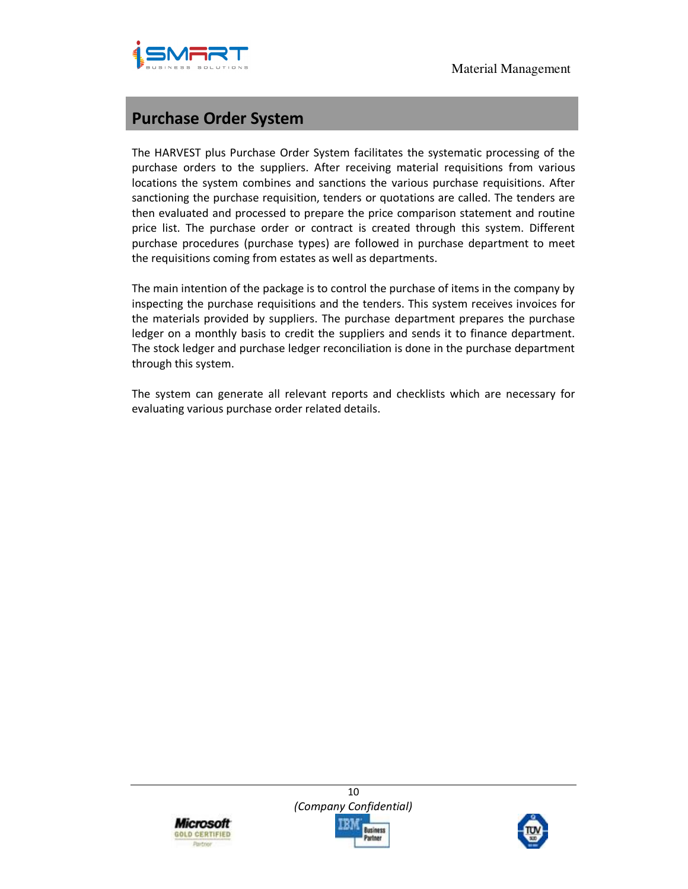## Purchase Order System

The HARVEST plus Purchase Order System facilitates the systematic processing of the purchase orders to the suppliers. After receiving material requisitions from various locations the system combines and sanctions the various purchase requisitions. After sanctioning the purchase requisition, tenders or quotations are called. The tenders are then evaluated and processed to prepare the price comparison statement and routine price list. The purchase order or contract is created through this system. Different purchase procedures (purchase types) are followed in purchase department to meet the requisitions coming from estates as well as departments.

The main intention of the package is to control the purchase of items in the company by inspecting the purchase requisitions and the tenders. This system receives invoices for the materials provided by suppliers. The purchase department prepares the purchase ledger on a monthly basis to credit the suppliers and sends it to finance department. The stock ledger and purchase ledger reconciliation is done in the purchase department through this system.

The system can generate all relevant reports and checklists which are necessary for evaluating various purchase order related details.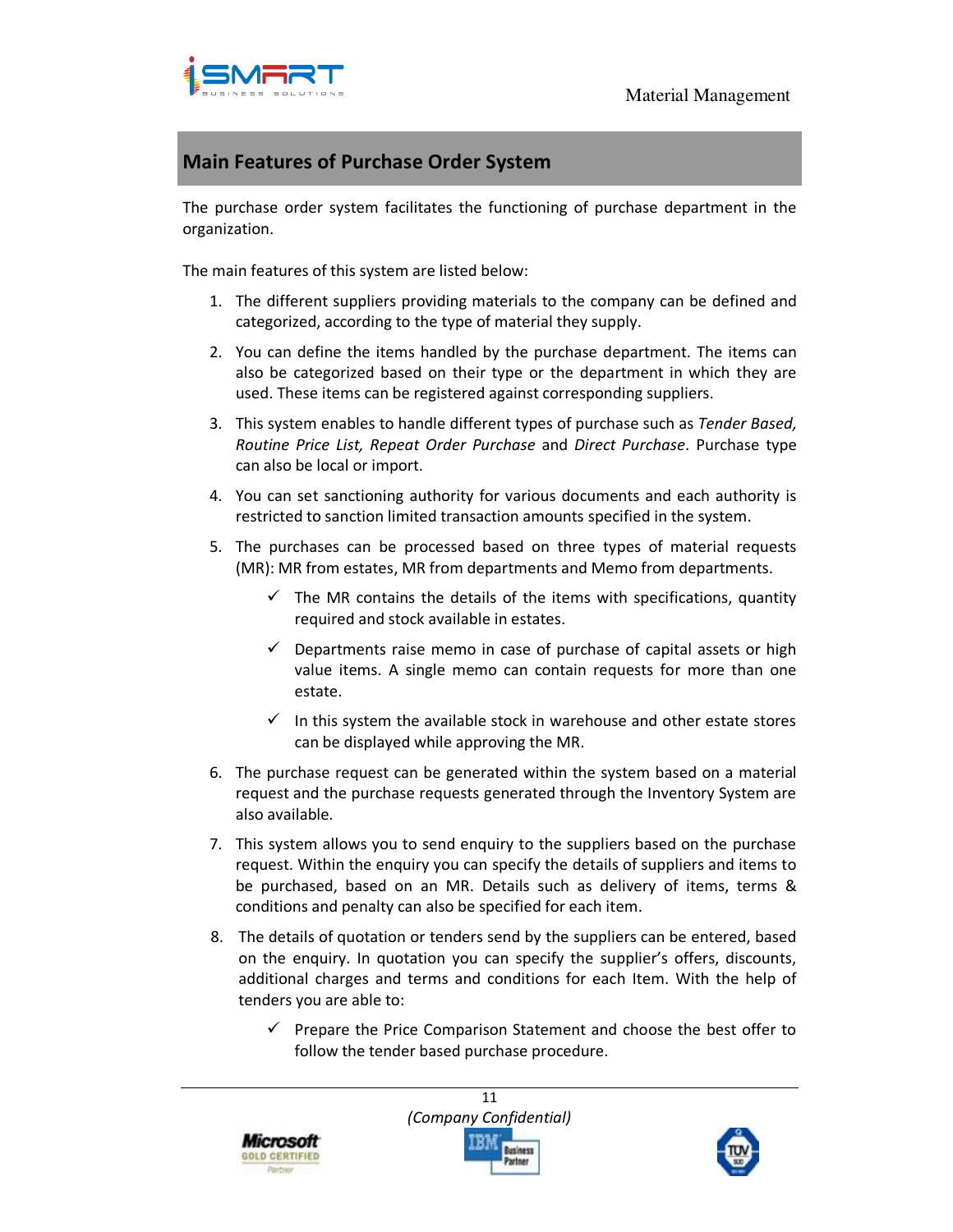## Main Features of Purchase Order System

The purchase order system facilitates the functioning of purchase department in the organization.

The main features of this system are listed below:

1. The different suppliers providing materials to the company can be defined and categorized, according to the type of material they supply.
2. You can define the items handled by the purchase department. The items can also be categorized based on their type or the department in which they are used. These items can be registered against corresponding suppliers.
3. This system enables to handle different types of purchase such as *Tender Based, Routine Price List, Repeat Order Purchase* and *Direct Purchase*. Purchase type can also be local or import.
4. You can set sanctioning authority for various documents and each authority is restricted to sanction limited transaction amounts specified in the system.
5. The purchases can be processed based on three types of material requests (MR): MR from estates, MR from departments and Memo from departments.
   - ✓ The MR contains the details of the items with specifications, quantity required and stock available in estates.
   - ✓ Departments raise memo in case of purchase of capital assets or high value items. A single memo can contain requests for more than one estate.
   - ✓ In this system the available stock in warehouse and other estate stores can be displayed while approving the MR.
6. The purchase request can be generated within the system based on a material request and the purchase requests generated through the Inventory System are also available.
7. This system allows you to send enquiry to the suppliers based on the purchase request. Within the enquiry you can specify the details of suppliers and items to be purchased, based on an MR. Details such as delivery of items, terms & conditions and penalty can also be specified for each item.
8. The details of quotation or tenders send by the suppliers can be entered, based on the enquiry. In quotation you can specify the supplier's offers, discounts, additional charges and terms and conditions for each Item. With the help of tenders you are able to:
   - ✓ Prepare the Price Comparison Statement and choose the best offer to follow the tender based purchase procedure.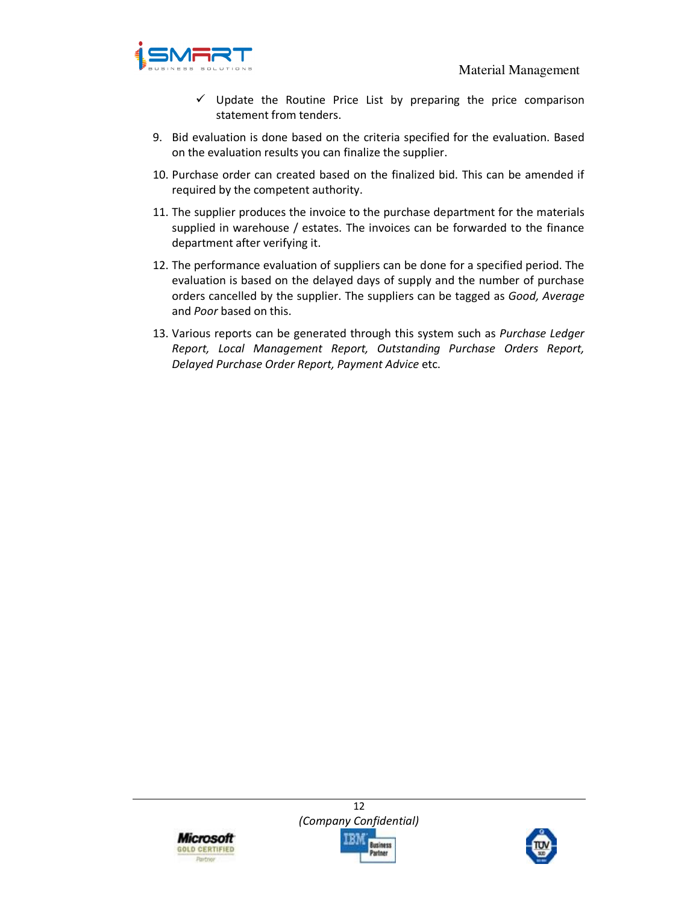- ✓ Update the Routine Price List by preparing the price comparison statement from tenders.

9. Bid evaluation is done based on the criteria specified for the evaluation. Based on the evaluation results you can finalize the supplier.
10. Purchase order can created based on the finalized bid. This can be amended if required by the competent authority.
11. The supplier produces the invoice to the purchase department for the materials supplied in warehouse / estates. The invoices can be forwarded to the finance department after verifying it.
12. The performance evaluation of suppliers can be done for a specified period. The evaluation is based on the delayed days of supply and the number of purchase orders cancelled by the supplier. The suppliers can be tagged as *Good, Average* and *Poor* based on this.
13. Various reports can be generated through this system such as *Purchase Ledger Report, Local Management Report, Outstanding Purchase Orders Report, Delayed Purchase Order Report, Payment Advice* etc.